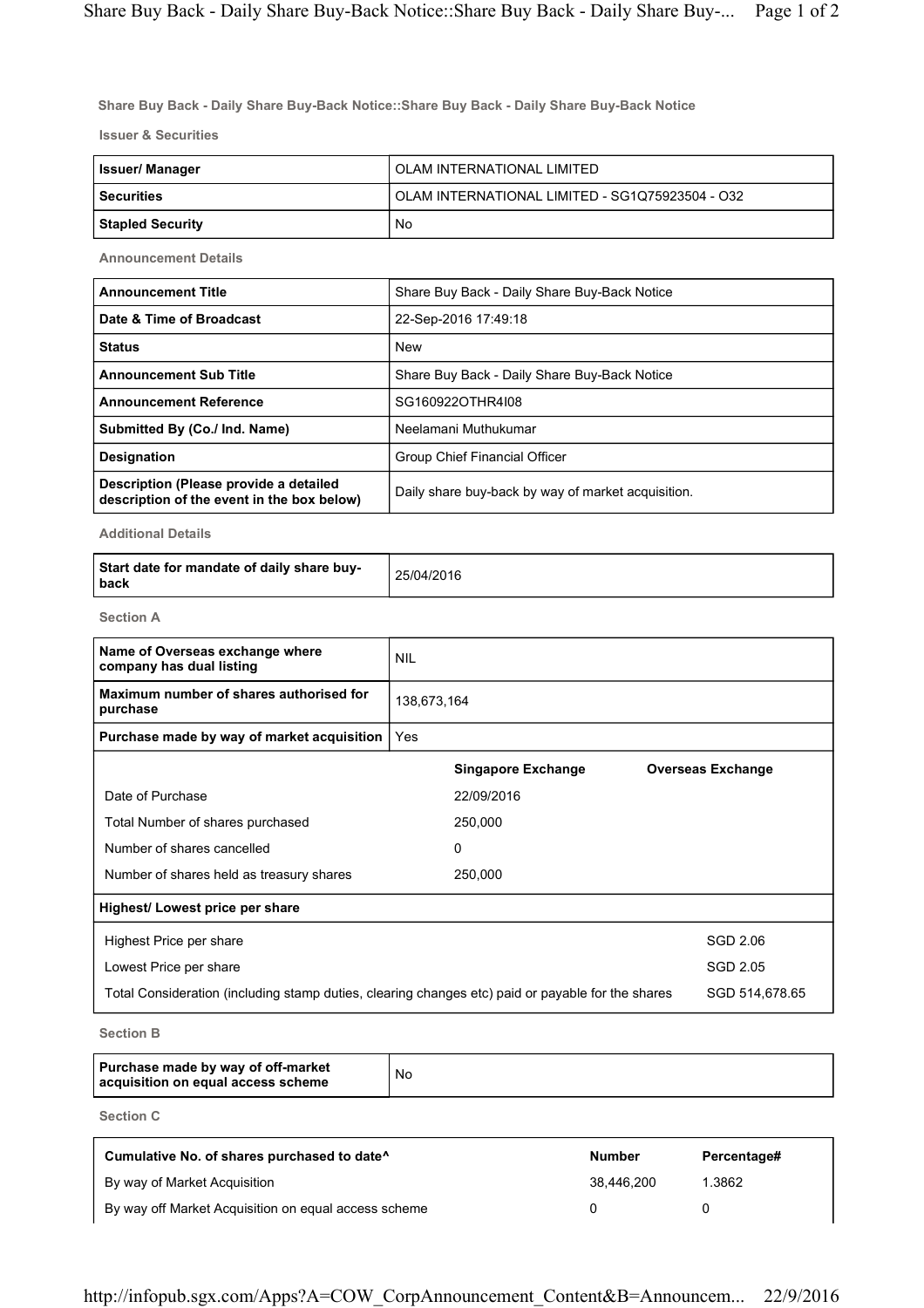**Share Buy Back - Daily Share Buy-Back Notice::Share Buy Back - Daily Share Buy-Back Notice**

**Issuer & Securities**

| | |
|---|---|
| **Issuer/ Manager** | OLAM INTERNATIONAL LIMITED |
| **Securities** | OLAM INTERNATIONAL LIMITED - SG1Q75923504 - O32 |
| **Stapled Security** | No |

**Announcement Details**

| | |
|---|---|
| **Announcement Title** | Share Buy Back - Daily Share Buy-Back Notice |
| **Date & Time of Broadcast** | 22-Sep-2016 17:49:18 |
| **Status** | New |
| **Announcement Sub Title** | Share Buy Back - Daily Share Buy-Back Notice |
| **Announcement Reference** | SG160922OTHR4I08 |
| **Submitted By (Co./ Ind. Name)** | Neelamani Muthukumar |
| **Designation** | Group Chief Financial Officer |
| **Description (Please provide a detailed description of the event in the box below)** | Daily share buy-back by way of market acquisition. |

**Additional Details**

| | |
|---|---|
| **Start date for mandate of daily share buy-back** | 25/04/2016 |

**Section A**

| | |
|---|---|
| **Name of Overseas exchange where company has dual listing** | NIL |
| **Maximum number of shares authorised for purchase** | 138,673,164 |
| **Purchase made by way of market acquisition** | Yes |

| | Singapore Exchange | Overseas Exchange |
|---|---|---|
| Date of Purchase | 22/09/2016 | |
| Total Number of shares purchased | 250,000 | |
| Number of shares cancelled | 0 | |
| Number of shares held as treasury shares | 250,000 | |

**Highest/ Lowest price per share**

| | |
|---|---|
| Highest Price per share | SGD 2.06 |
| Lowest Price per share | SGD 2.05 |
| Total Consideration (including stamp duties, clearing changes etc) paid or payable for the shares | SGD 514,678.65 |

**Section B**

| | |
|---|---|
| **Purchase made by way of off-market acquisition on equal access scheme** | No |

**Section C**

| Cumulative No. of shares purchased to date^ | Number | Percentage# |
|---|---|---|
| By way of Market Acquisition | 38,446,200 | 1.3862 |
| By way off Market Acquisition on equal access scheme | 0 | 0 |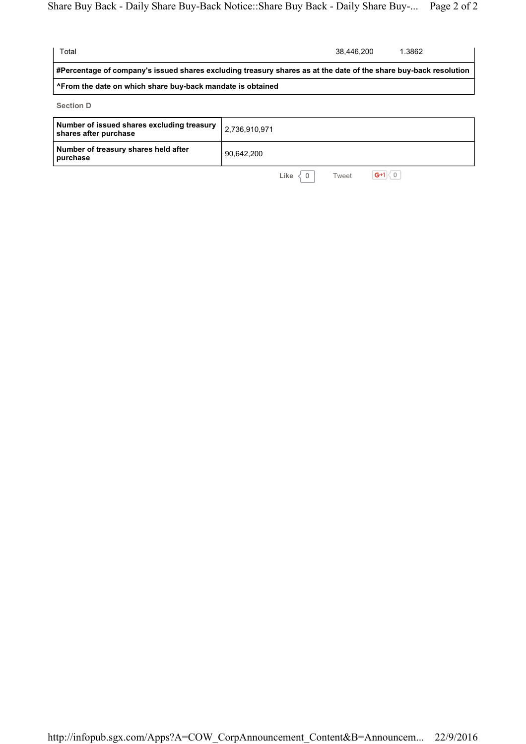| | | |
|---|---|---|
| Total | 38,446,200 | 1.3862 |
| **#Percentage of company's issued shares excluding treasury shares as at the date of the share buy-back resolution** | | |
| **^From the date on which share buy-back mandate is obtained** | | |

Section D

| | |
|---|---|
| **Number of issued shares excluding treasury shares after purchase** | 2,736,910,971 |
| **Number of treasury shares held after purchase** | 90,642,200 |